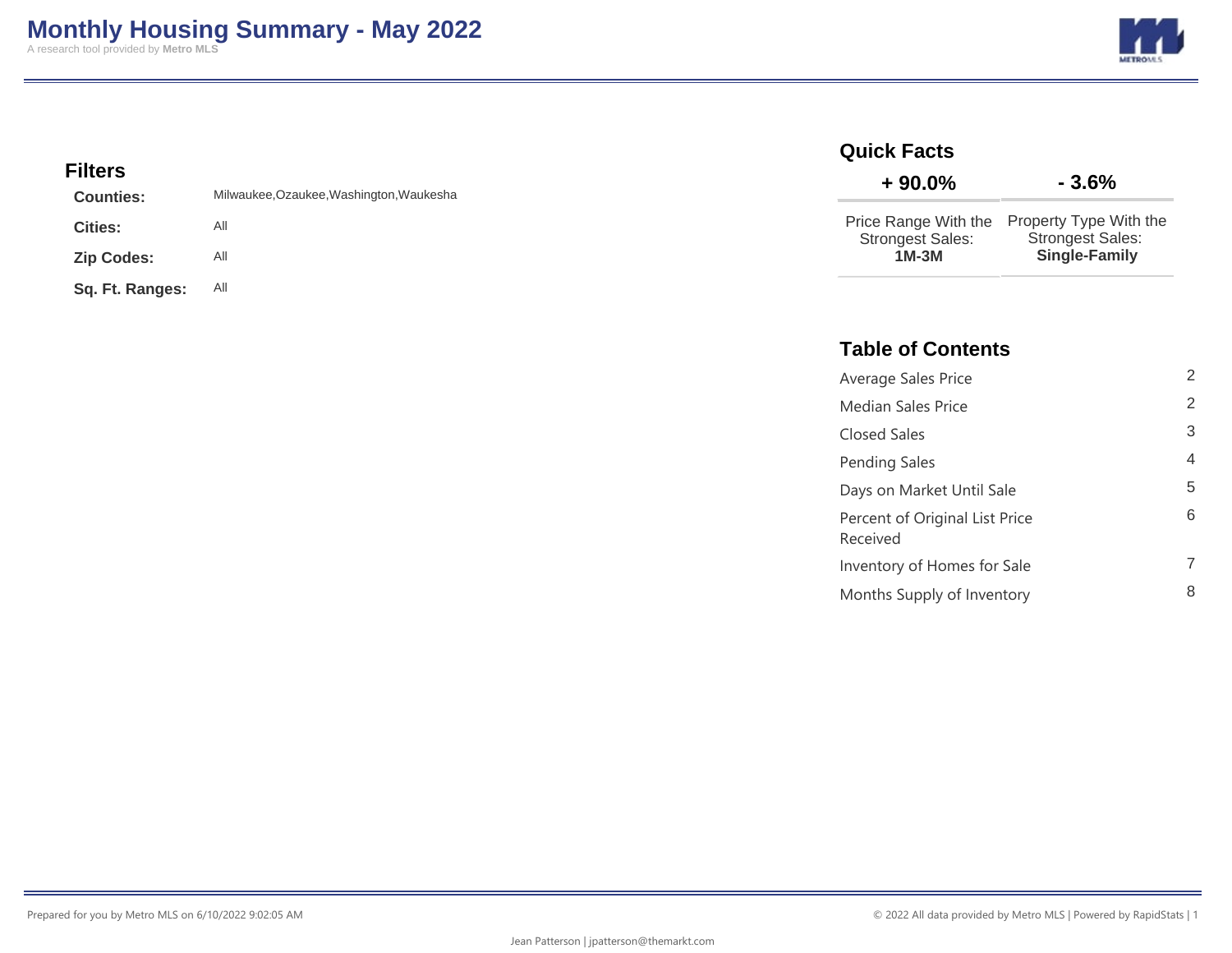# Monthly Housing Summary - May 2022

A research tool provided by **Metro MLS**

## Filters

| | |
|---|---|
| **Counties:** | Milwaukee,Ozaukee,Washington,Waukesha |
| **Cities:** | All |
| **Zip Codes:** | All |
| **Sq. Ft. Ranges:** | All |

## Quick Facts

| + 90.0% | - 3.6% |
|---|---|
| Price Range With the Strongest Sales: **1M-3M** | Property Type With the Strongest Sales: **Single-Family** |

## Table of Contents

| | |
|---|---|
| Average Sales Price | 2 |
| Median Sales Price | 2 |
| Closed Sales | 3 |
| Pending Sales | 4 |
| Days on Market Until Sale | 5 |
| Percent of Original List Price Received | 6 |
| Inventory of Homes for Sale | 7 |
| Months Supply of Inventory | 8 |

Prepared for you by Metro MLS on 6/10/2022 9:02:05 AM

© 2022 All data provided by Metro MLS | Powered by RapidStats

Jean Patterson | jpatterson@themarkt.com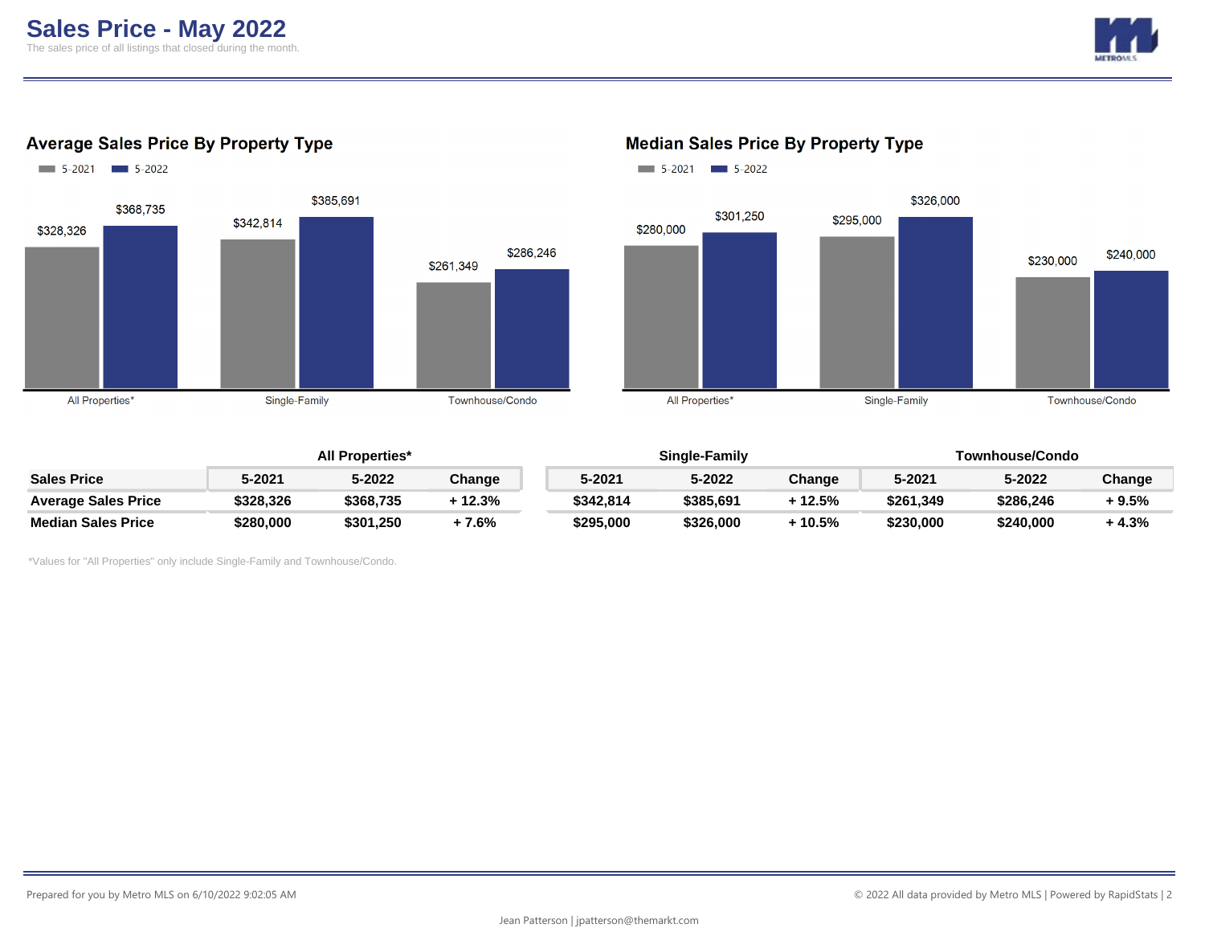# Sales Price - May 2022

The sales price of all listings that closed during the month.

## Average Sales Price By Property Type

| | 5-2021 | 5-2022 |
|---|---|---|
| All Properties* | $328,326 | $368,735 |
| Single-Family | $342,814 | $385,691 |
| Townhouse/Condo | $261,349 | $286,246 |

## Median Sales Price By Property Type

| | 5-2021 | 5-2022 |
|---|---|---|
| All Properties* | $280,000 | $301,250 |
| Single-Family | $295,000 | $326,000 |
| Townhouse/Condo | $230,000 | $240,000 |

| | All Properties* | | | Single-Family | | | Townhouse/Condo | | |
|---|---|---|---|---|---|---|---|---|---|
| **Sales Price** | **5-2021** | **5-2022** | **Change** | **5-2021** | **5-2022** | **Change** | **5-2021** | **5-2022** | **Change** |
| **Average Sales Price** | $328,326 | $368,735 | + 12.3% | $342,814 | $385,691 | + 12.5% | $261,349 | $286,246 | + 9.5% |
| **Median Sales Price** | $280,000 | $301,250 | + 7.6% | $295,000 | $326,000 | + 10.5% | $230,000 | $240,000 | + 4.3% |

*Values for "All Properties" only include Single-Family and Townhouse/Condo.

Prepared for you by Metro MLS on 6/10/2022 9:02:05 AM

© 2022 All data provided by Metro MLS | Powered by RapidStats

Jean Patterson | jpatterson@themarkt.com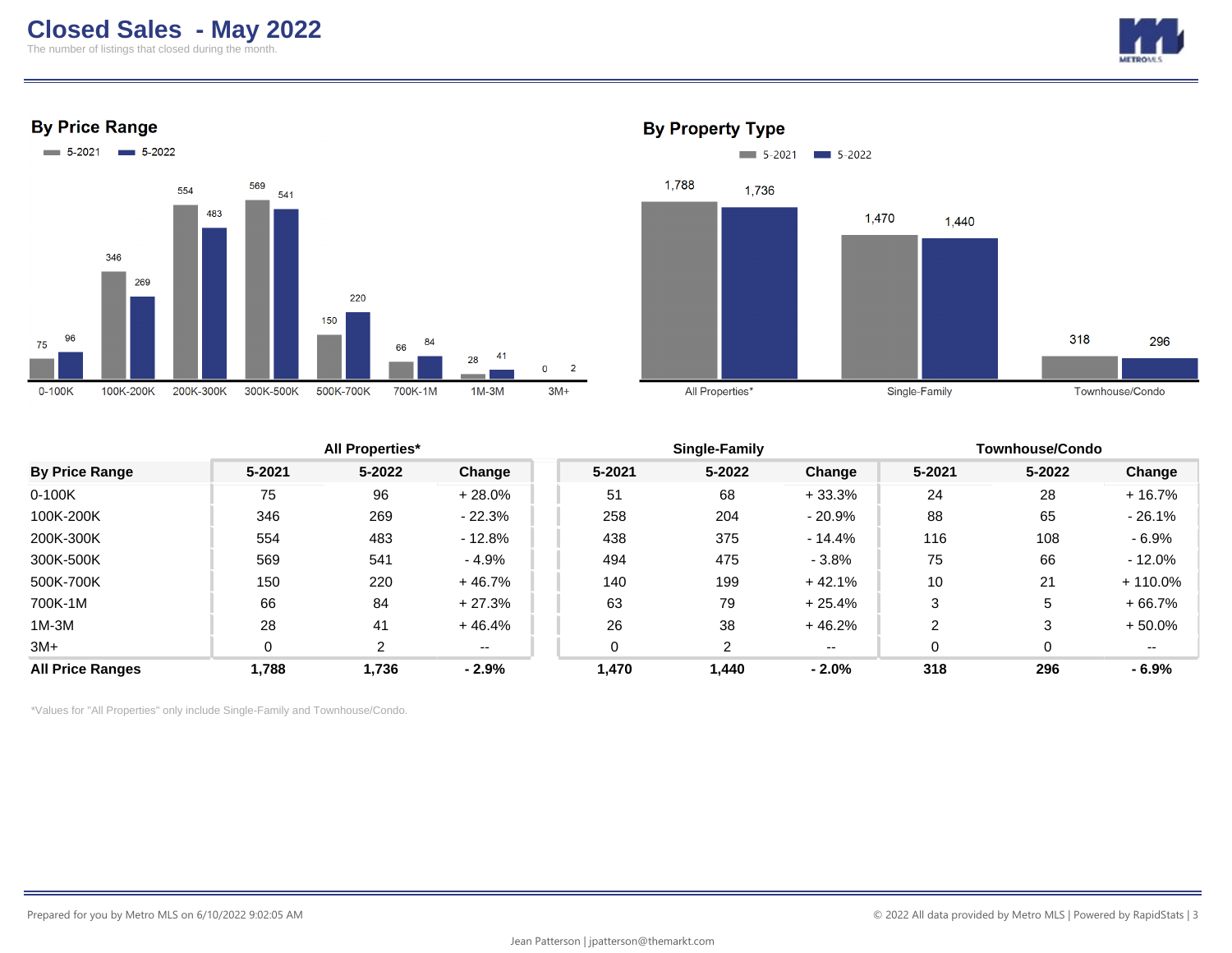# Closed Sales - May 2022

The number of listings that closed during the month.

## By Price Range

5-2021 | 5-2022

| Price Range | 5-2021 | 5-2022 |
|---|---|---|
| 0-100K | 75 | 96 |
| 100K-200K | 346 | 269 |
| 200K-300K | 554 | 483 |
| 300K-500K | 569 | 541 |
| 500K-700K | 150 | 220 |
| 700K-1M | 66 | 84 |
| 1M-3M | 28 | 41 |
| 3M+ | 0 | 2 |

## By Property Type

5-2021 | 5-2022

| Property Type | 5-2021 | 5-2022 |
|---|---|---|
| All Properties* | 1,788 | 1,736 |
| Single-Family | 1,470 | 1,440 |
| Townhouse/Condo | 318 | 296 |

| | All Properties* | | | Single-Family | | | Townhouse/Condo | | |
|---|---|---|---|---|---|---|---|---|---|
| **By Price Range** | **5-2021** | **5-2022** | **Change** | **5-2021** | **5-2022** | **Change** | **5-2021** | **5-2022** | **Change** |
| 0-100K | 75 | 96 | + 28.0% | 51 | 68 | + 33.3% | 24 | 28 | + 16.7% |
| 100K-200K | 346 | 269 | - 22.3% | 258 | 204 | - 20.9% | 88 | 65 | - 26.1% |
| 200K-300K | 554 | 483 | - 12.8% | 438 | 375 | - 14.4% | 116 | 108 | - 6.9% |
| 300K-500K | 569 | 541 | - 4.9% | 494 | 475 | - 3.8% | 75 | 66 | - 12.0% |
| 500K-700K | 150 | 220 | + 46.7% | 140 | 199 | + 42.1% | 10 | 21 | + 110.0% |
| 700K-1M | 66 | 84 | + 27.3% | 63 | 79 | + 25.4% | 3 | 5 | + 66.7% |
| 1M-3M | 28 | 41 | + 46.4% | 26 | 38 | + 46.2% | 2 | 3 | + 50.0% |
| 3M+ | 0 | 2 | -- | 0 | 2 | -- | 0 | 0 | -- |
| **All Price Ranges** | **1,788** | **1,736** | **- 2.9%** | **1,470** | **1,440** | **- 2.0%** | **318** | **296** | **- 6.9%** |

*Values for "All Properties" only include Single-Family and Townhouse/Condo.

Prepared for you by Metro MLS on 6/10/2022 9:02:05 AM

© 2022 All data provided by Metro MLS | Powered by RapidStats

Jean Patterson | jpatterson@themarkt.com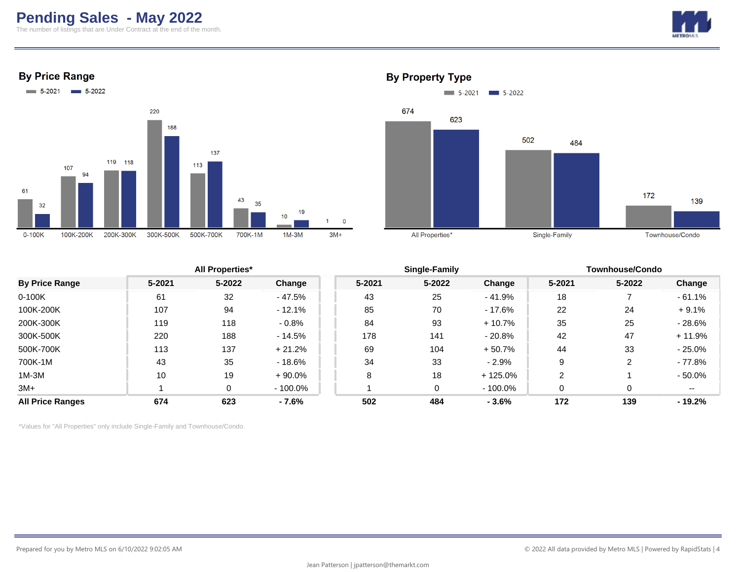# Pending Sales - May 2022

The number of listings that are Under Contract at the end of the month.

## By Price Range

| Price Range | 5-2021 | 5-2022 |
|---|---|---|
| 0-100K | 61 | 32 |
| 100K-200K | 107 | 94 |
| 200K-300K | 119 | 118 |
| 300K-500K | 220 | 188 |
| 500K-700K | 113 | 137 |
| 700K-1M | 43 | 35 |
| 1M-3M | 10 | 19 |
| 3M+ | 1 | 0 |

## By Property Type

| Property Type | 5-2021 | 5-2022 |
|---|---|---|
| All Properties* | 674 | 623 |
| Single-Family | 502 | 484 |
| Townhouse/Condo | 172 | 139 |

| | All Properties* | | | Single-Family | | | Townhouse/Condo | | |
|---|---|---|---|---|---|---|---|---|---|
| **By Price Range** | **5-2021** | **5-2022** | **Change** | **5-2021** | **5-2022** | **Change** | **5-2021** | **5-2022** | **Change** |
| 0-100K | 61 | 32 | - 47.5% | 43 | 25 | - 41.9% | 18 | 7 | - 61.1% |
| 100K-200K | 107 | 94 | - 12.1% | 85 | 70 | - 17.6% | 22 | 24 | + 9.1% |
| 200K-300K | 119 | 118 | - 0.8% | 84 | 93 | + 10.7% | 35 | 25 | - 28.6% |
| 300K-500K | 220 | 188 | - 14.5% | 178 | 141 | - 20.8% | 42 | 47 | + 11.9% |
| 500K-700K | 113 | 137 | + 21.2% | 69 | 104 | + 50.7% | 44 | 33 | - 25.0% |
| 700K-1M | 43 | 35 | - 18.6% | 34 | 33 | - 2.9% | 9 | 2 | - 77.8% |
| 1M-3M | 10 | 19 | + 90.0% | 8 | 18 | + 125.0% | 2 | 1 | - 50.0% |
| 3M+ | 1 | 0 | - 100.0% | 1 | 0 | - 100.0% | 0 | 0 | -- |
| **All Price Ranges** | **674** | **623** | **- 7.6%** | **502** | **484** | **- 3.6%** | **172** | **139** | **- 19.2%** |

*Values for "All Properties" only include Single-Family and Townhouse/Condo.

Prepared for you by Metro MLS on 6/10/2022 9:02:05 AM

© 2022 All data provided by Metro MLS | Powered by RapidStats

Jean Patterson | jpatterson@themarkt.com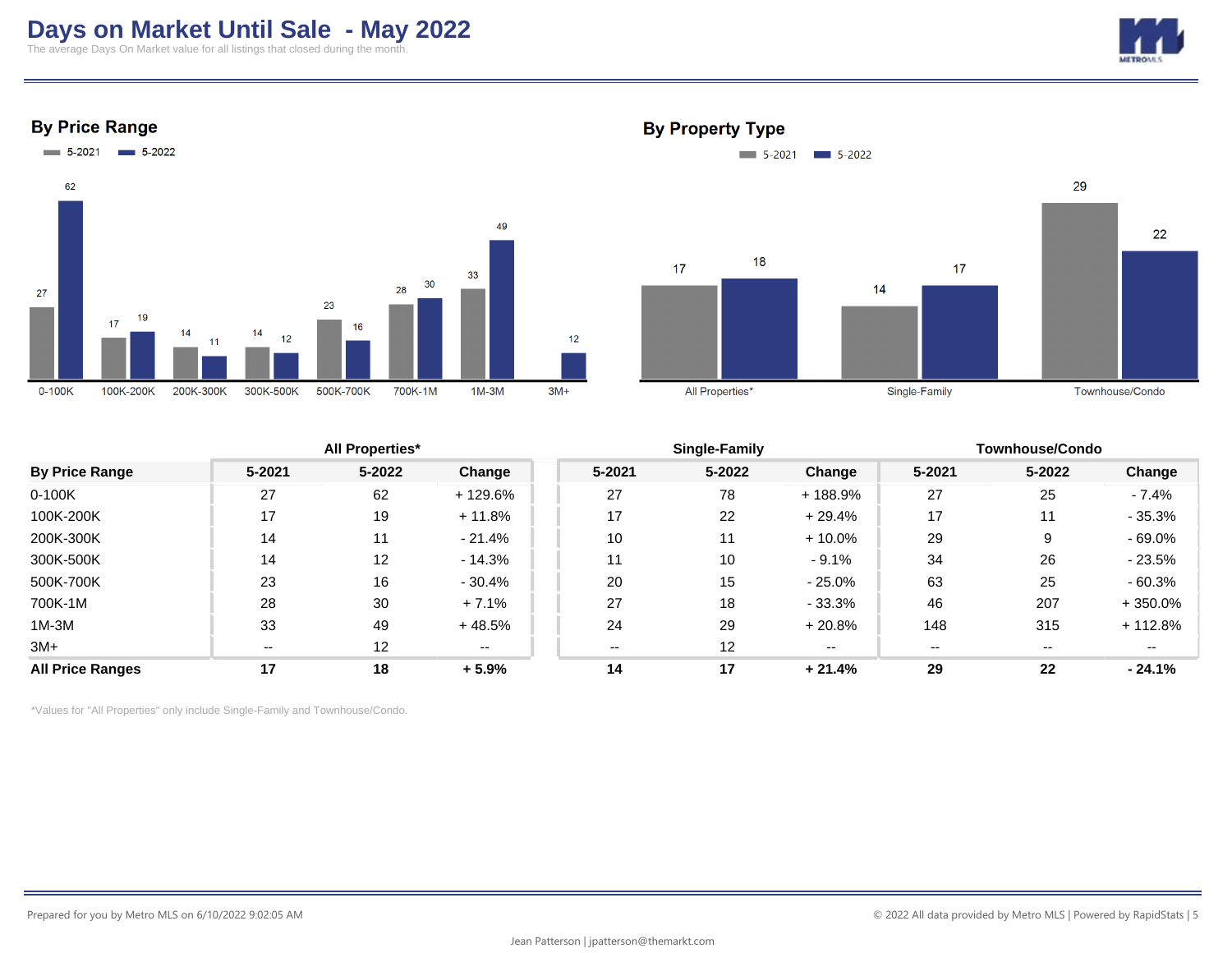# Days on Market Until Sale - May 2022

The average Days On Market value for all listings that closed during the month.

## By Price Range

| Price Range | 5-2021 | 5-2022 |
|---|---|---|
| 0-100K | 27 | 62 |
| 100K-200K | 17 | 19 |
| 200K-300K | 14 | 11 |
| 300K-500K | 14 | 12 |
| 500K-700K | 23 | 16 |
| 700K-1M | 28 | 30 |
| 1M-3M | 33 | 49 |
| 3M+ | | 12 |

## By Property Type

| Property Type | 5-2021 | 5-2022 |
|---|---|---|
| All Properties* | 17 | 18 |
| Single-Family | 14 | 17 |
| Townhouse/Condo | 29 | 22 |

| | All Properties* | | | Single-Family | | | Townhouse/Condo | | |
|---|---|---|---|---|---|---|---|---|---|
| **By Price Range** | **5-2021** | **5-2022** | **Change** | **5-2021** | **5-2022** | **Change** | **5-2021** | **5-2022** | **Change** |
| 0-100K | 27 | 62 | + 129.6% | 27 | 78 | + 188.9% | 27 | 25 | - 7.4% |
| 100K-200K | 17 | 19 | + 11.8% | 17 | 22 | + 29.4% | 17 | 11 | - 35.3% |
| 200K-300K | 14 | 11 | - 21.4% | 10 | 11 | + 10.0% | 29 | 9 | - 69.0% |
| 300K-500K | 14 | 12 | - 14.3% | 11 | 10 | - 9.1% | 34 | 26 | - 23.5% |
| 500K-700K | 23 | 16 | - 30.4% | 20 | 15 | - 25.0% | 63 | 25 | - 60.3% |
| 700K-1M | 28 | 30 | + 7.1% | 27 | 18 | - 33.3% | 46 | 207 | + 350.0% |
| 1M-3M | 33 | 49 | + 48.5% | 24 | 29 | + 20.8% | 148 | 315 | + 112.8% |
| 3M+ | -- | 12 | -- | -- | 12 | -- | -- | -- | -- |
| **All Price Ranges** | **17** | **18** | **+ 5.9%** | **14** | **17** | **+ 21.4%** | **29** | **22** | **- 24.1%** |

*Values for "All Properties" only include Single-Family and Townhouse/Condo.

Prepared for you by Metro MLS on 6/10/2022 9:02:05 AM

© 2022 All data provided by Metro MLS | Powered by RapidStats

Jean Patterson | jpatterson@themarkt.com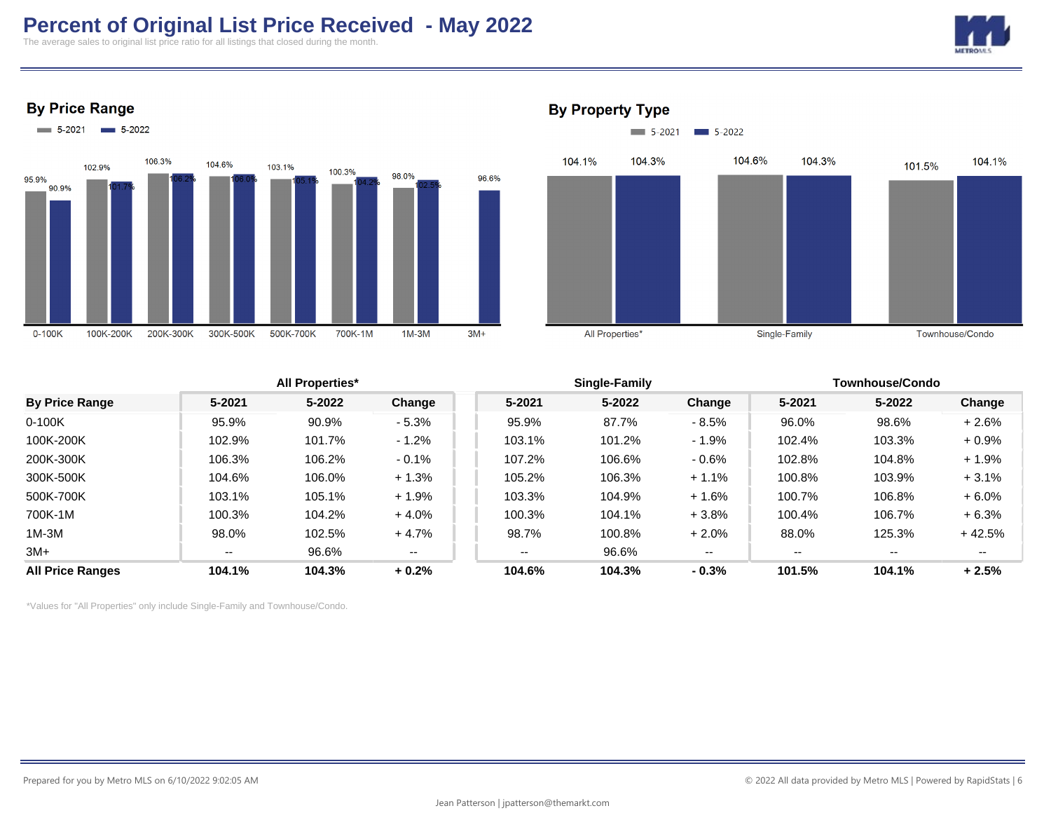# Percent of Original List Price Received - May 2022

The average sales to original list price ratio for all listings that closed during the month.

## By Price Range

5-2021 | 5-2022

| Price Range | 5-2021 | 5-2022 |
|---|---|---|
| 0-100K | 95.9% | 90.9% |
| 100K-200K | 102.9% | 101.7% |
| 200K-300K | 106.3% | 106.2% |
| 300K-500K | 104.6% | 106.0% |
| 500K-700K | 103.1% | 105.1% |
| 700K-1M | 100.3% | 104.2% |
| 1M-3M | 98.0% | 102.5% |
| 3M+ | | 96.6% |

## By Property Type

5-2021 | 5-2022

| Property Type | 5-2021 | 5-2022 |
|---|---|---|
| All Properties* | 104.1% | 104.3% |
| Single-Family | 104.6% | 104.3% |
| Townhouse/Condo | 101.5% | 104.1% |

| | All Properties* | | | Single-Family | | | Townhouse/Condo | | |
|---|---|---|---|---|---|---|---|---|---|
| **By Price Range** | **5-2021** | **5-2022** | **Change** | **5-2021** | **5-2022** | **Change** | **5-2021** | **5-2022** | **Change** |
| 0-100K | 95.9% | 90.9% | - 5.3% | 95.9% | 87.7% | - 8.5% | 96.0% | 98.6% | + 2.6% |
| 100K-200K | 102.9% | 101.7% | - 1.2% | 103.1% | 101.2% | - 1.9% | 102.4% | 103.3% | + 0.9% |
| 200K-300K | 106.3% | 106.2% | - 0.1% | 107.2% | 106.6% | - 0.6% | 102.8% | 104.8% | + 1.9% |
| 300K-500K | 104.6% | 106.0% | + 1.3% | 105.2% | 106.3% | + 1.1% | 100.8% | 103.9% | + 3.1% |
| 500K-700K | 103.1% | 105.1% | + 1.9% | 103.3% | 104.9% | + 1.6% | 100.7% | 106.8% | + 6.0% |
| 700K-1M | 100.3% | 104.2% | + 4.0% | 100.3% | 104.1% | + 3.8% | 100.4% | 106.7% | + 6.3% |
| 1M-3M | 98.0% | 102.5% | + 4.7% | 98.7% | 100.8% | + 2.0% | 88.0% | 125.3% | + 42.5% |
| 3M+ | -- | 96.6% | -- | -- | 96.6% | -- | -- | -- | -- |
| **All Price Ranges** | **104.1%** | **104.3%** | **+ 0.2%** | **104.6%** | **104.3%** | **- 0.3%** | **101.5%** | **104.1%** | **+ 2.5%** |

*Values for "All Properties" only include Single-Family and Townhouse/Condo.

Prepared for you by Metro MLS on 6/10/2022 9:02:05 AM

© 2022 All data provided by Metro MLS | Powered by RapidStats

Jean Patterson | jpatterson@themarkt.com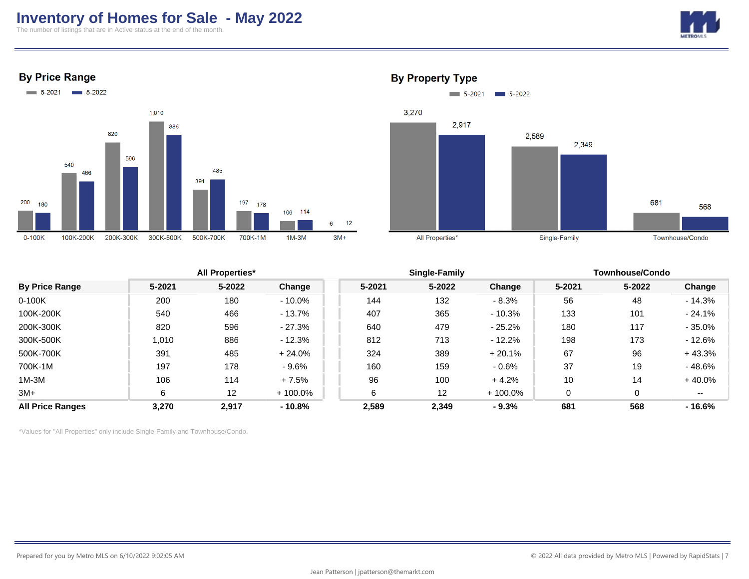# Inventory of Homes for Sale - May 2022

The number of listings that are in Active status at the end of the month.

## By Price Range

5-2021 / 5-2022

| Price Range | 5-2021 | 5-2022 |
|---|---|---|
| 0-100K | 200 | 180 |
| 100K-200K | 540 | 466 |
| 200K-300K | 820 | 596 |
| 300K-500K | 1,010 | 886 |
| 500K-700K | 391 | 485 |
| 700K-1M | 197 | 178 |
| 1M-3M | 106 | 114 |
| 3M+ | 6 | 12 |

## By Property Type

5-2021 / 5-2022

| Property Type | 5-2021 | 5-2022 |
|---|---|---|
| All Properties* | 3,270 | 2,917 |
| Single-Family | 2,589 | 2,349 |
| Townhouse/Condo | 681 | 568 |

| | All Properties* | | | Single-Family | | | Townhouse/Condo | | |
|---|---|---|---|---|---|---|---|---|---|
| **By Price Range** | **5-2021** | **5-2022** | **Change** | **5-2021** | **5-2022** | **Change** | **5-2021** | **5-2022** | **Change** |
| 0-100K | 200 | 180 | - 10.0% | 144 | 132 | - 8.3% | 56 | 48 | - 14.3% |
| 100K-200K | 540 | 466 | - 13.7% | 407 | 365 | - 10.3% | 133 | 101 | - 24.1% |
| 200K-300K | 820 | 596 | - 27.3% | 640 | 479 | - 25.2% | 180 | 117 | - 35.0% |
| 300K-500K | 1,010 | 886 | - 12.3% | 812 | 713 | - 12.2% | 198 | 173 | - 12.6% |
| 500K-700K | 391 | 485 | + 24.0% | 324 | 389 | + 20.1% | 67 | 96 | + 43.3% |
| 700K-1M | 197 | 178 | - 9.6% | 160 | 159 | - 0.6% | 37 | 19 | - 48.6% |
| 1M-3M | 106 | 114 | + 7.5% | 96 | 100 | + 4.2% | 10 | 14 | + 40.0% |
| 3M+ | 6 | 12 | + 100.0% | 6 | 12 | + 100.0% | 0 | 0 | -- |
| **All Price Ranges** | **3,270** | **2,917** | **- 10.8%** | **2,589** | **2,349** | **- 9.3%** | **681** | **568** | **- 16.6%** |

*Values for "All Properties" only include Single-Family and Townhouse/Condo.

Prepared for you by Metro MLS on 6/10/2022 9:02:05 AM

© 2022 All data provided by Metro MLS | Powered by RapidStats

Jean Patterson | jpatterson@themarkt.com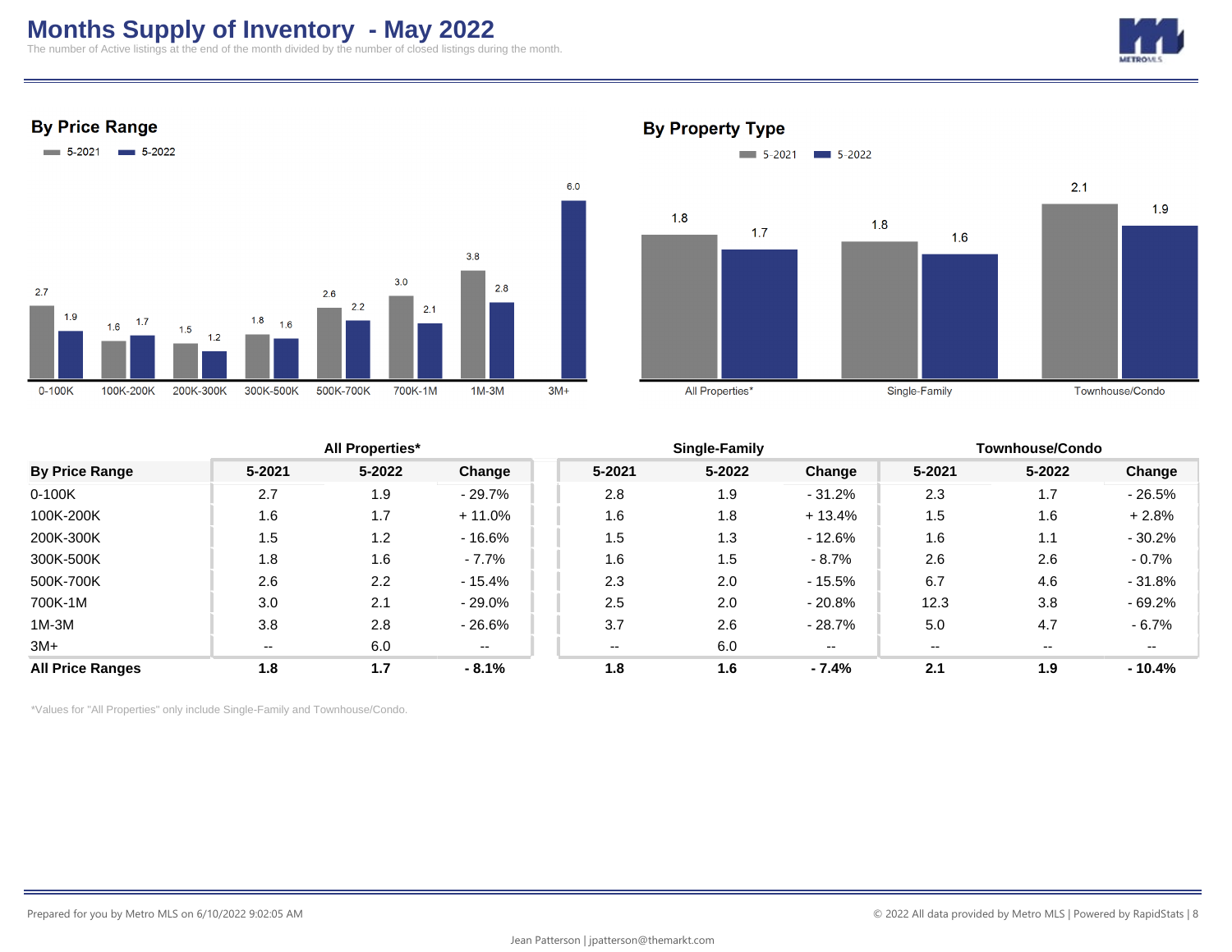# Months Supply of Inventory - May 2022

The number of Active listings at the end of the month divided by the number of closed listings during the month.

## By Price Range

5-2021 5-2022

2.7 1.9 1.6 1.7 1.5 1.2 1.8 1.6 2.6 2.2 3.0 2.1 3.8 2.8 6.0

0-100K 100K-200K 200K-300K 300K-500K 500K-700K 700K-1M 1M-3M 3M+

## By Property Type

5-2021 5-2022

1.8 1.7 1.8 1.6 2.1 1.9

All Properties* Single-Family Townhouse/Condo

| | All Properties* | | | Single-Family | | | Townhouse/Condo | | |
|---|---|---|---|---|---|---|---|---|---|
| **By Price Range** | **5-2021** | **5-2022** | **Change** | **5-2021** | **5-2022** | **Change** | **5-2021** | **5-2022** | **Change** |
| 0-100K | 2.7 | 1.9 | - 29.7% | 2.8 | 1.9 | - 31.2% | 2.3 | 1.7 | - 26.5% |
| 100K-200K | 1.6 | 1.7 | + 11.0% | 1.6 | 1.8 | + 13.4% | 1.5 | 1.6 | + 2.8% |
| 200K-300K | 1.5 | 1.2 | - 16.6% | 1.5 | 1.3 | - 12.6% | 1.6 | 1.1 | - 30.2% |
| 300K-500K | 1.8 | 1.6 | - 7.7% | 1.6 | 1.5 | - 8.7% | 2.6 | 2.6 | - 0.7% |
| 500K-700K | 2.6 | 2.2 | - 15.4% | 2.3 | 2.0 | - 15.5% | 6.7 | 4.6 | - 31.8% |
| 700K-1M | 3.0 | 2.1 | - 29.0% | 2.5 | 2.0 | - 20.8% | 12.3 | 3.8 | - 69.2% |
| 1M-3M | 3.8 | 2.8 | - 26.6% | 3.7 | 2.6 | - 28.7% | 5.0 | 4.7 | - 6.7% |
| 3M+ | -- | 6.0 | -- | -- | 6.0 | -- | -- | -- | -- |
| **All Price Ranges** | **1.8** | **1.7** | **- 8.1%** | **1.8** | **1.6** | **- 7.4%** | **2.1** | **1.9** | **- 10.4%** |

*Values for "All Properties" only include Single-Family and Townhouse/Condo.

Prepared for you by Metro MLS on 6/10/2022 9:02:05 AM

© 2022 All data provided by Metro MLS | Powered by RapidStats

Jean Patterson | jpatterson@themarkt.com